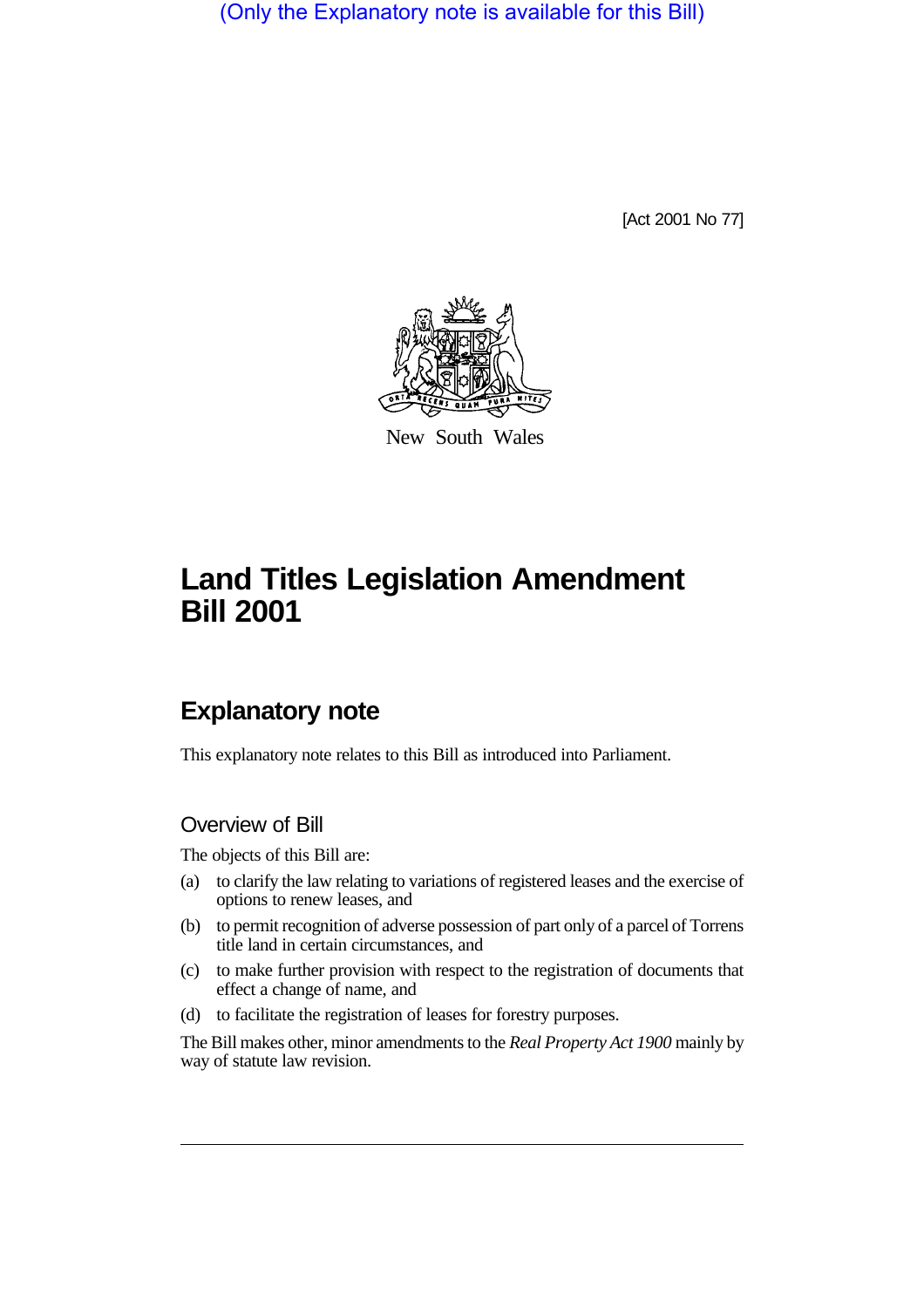(Only the Explanatory note is available for this Bill)

[Act 2001 No 77]

New South Wales

# Land Titles Legislation Amendment Bill 2001

## Explanatory note

This explanatory note relates to this Bill as introduced into Parliament.

### Overview of Bill

The objects of this Bill are:

(a) to clarify the law relating to variations of registered leases and the exercise of options to renew leases, and

(b) to permit recognition of adverse possession of part only of a parcel of Torrens title land in certain circumstances, and

(c) to make further provision with respect to the registration of documents that effect a change of name, and

(d) to facilitate the registration of leases for forestry purposes.

The Bill makes other, minor amendments to the *Real Property Act 1900* mainly by way of statute law revision.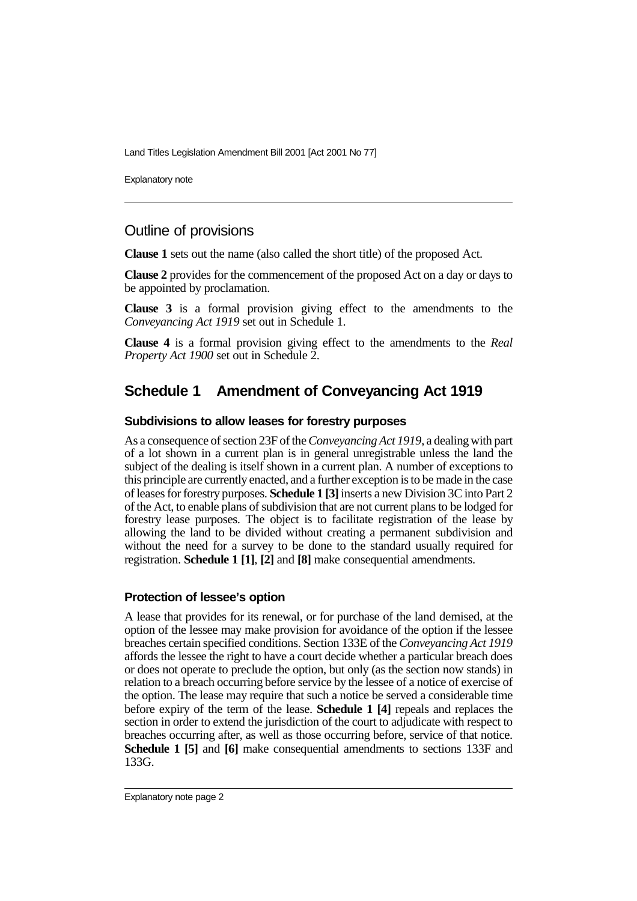## Outline of provisions

**Clause 1** sets out the name (also called the short title) of the proposed Act.

**Clause 2** provides for the commencement of the proposed Act on a day or days to be appointed by proclamation.

**Clause 3** is a formal provision giving effect to the amendments to the *Conveyancing Act 1919* set out in Schedule 1.

**Clause 4** is a formal provision giving effect to the amendments to the *Real Property Act 1900* set out in Schedule 2.

## Schedule 1 Amendment of Conveyancing Act 1919

### Subdivisions to allow leases for forestry purposes

As a consequence of section 23F of the *Conveyancing Act 1919*, a dealing with part of a lot shown in a current plan is in general unregistrable unless the land the subject of the dealing is itself shown in a current plan. A number of exceptions to this principle are currently enacted, and a further exception is to be made in the case of leases for forestry purposes. **Schedule 1 [3]** inserts a new Division 3C into Part 2 of the Act, to enable plans of subdivision that are not current plans to be lodged for forestry lease purposes. The object is to facilitate registration of the lease by allowing the land to be divided without creating a permanent subdivision and without the need for a survey to be done to the standard usually required for registration. **Schedule 1 [1]**, **[2]** and **[8]** make consequential amendments.

### Protection of lessee's option

A lease that provides for its renewal, or for purchase of the land demised, at the option of the lessee may make provision for avoidance of the option if the lessee breaches certain specified conditions. Section 133E of the *Conveyancing Act 1919* affords the lessee the right to have a court decide whether a particular breach does or does not operate to preclude the option, but only (as the section now stands) in relation to a breach occurring before service by the lessee of a notice of exercise of the option. The lease may require that such a notice be served a considerable time before expiry of the term of the lease. **Schedule 1 [4]** repeals and replaces the section in order to extend the jurisdiction of the court to adjudicate with respect to breaches occurring after, as well as those occurring before, service of that notice. **Schedule 1 [5]** and **[6]** make consequential amendments to sections 133F and 133G.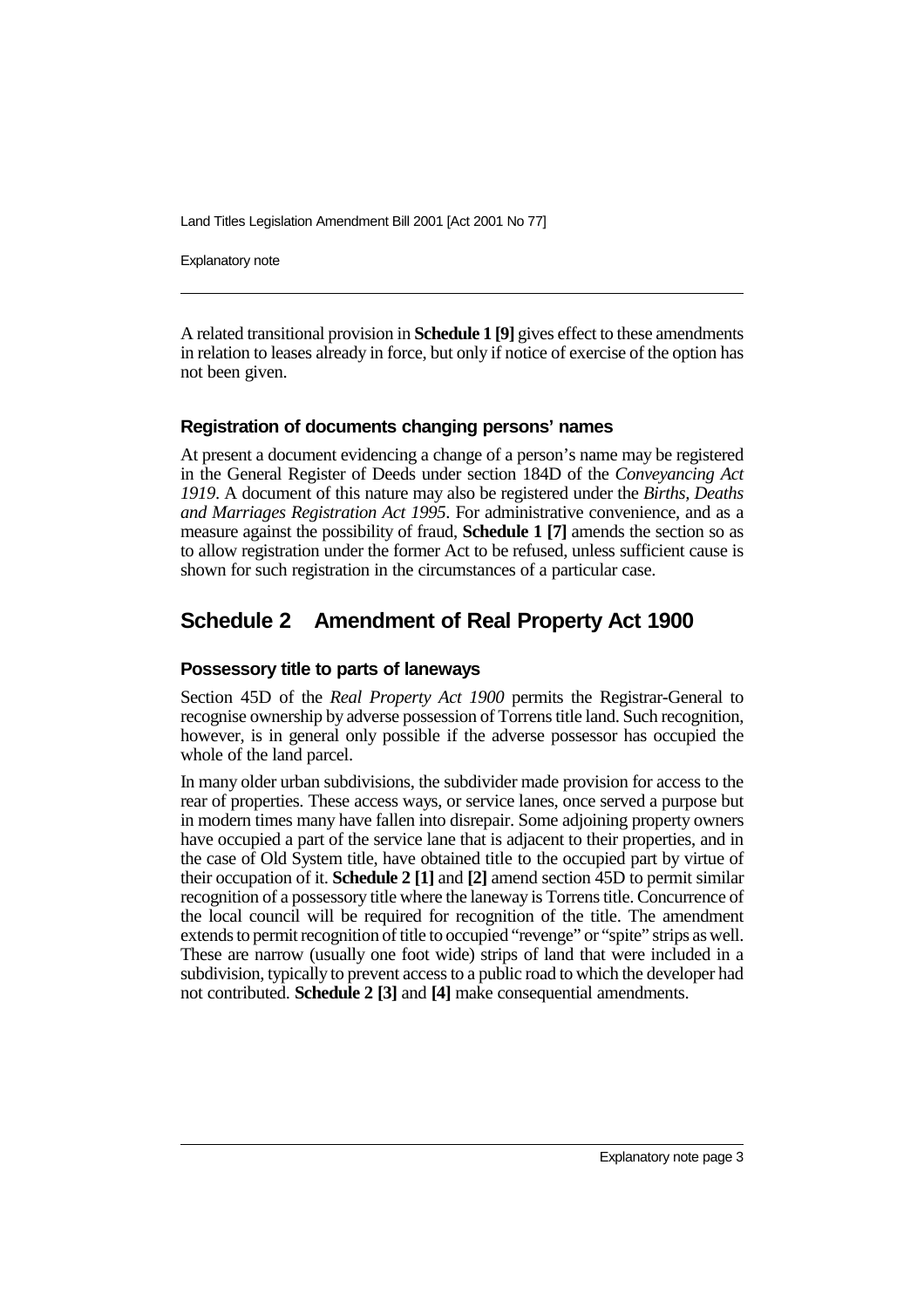A related transitional provision in **Schedule 1 [9]** gives effect to these amendments in relation to leases already in force, but only if notice of exercise of the option has not been given.

### Registration of documents changing persons' names

At present a document evidencing a change of a person's name may be registered in the General Register of Deeds under section 184D of the *Conveyancing Act 1919*. A document of this nature may also be registered under the *Births, Deaths and Marriages Registration Act 1995*. For administrative convenience, and as a measure against the possibility of fraud, **Schedule 1 [7]** amends the section so as to allow registration under the former Act to be refused, unless sufficient cause is shown for such registration in the circumstances of a particular case.

## Schedule 2 Amendment of Real Property Act 1900

### Possessory title to parts of laneways

Section 45D of the *Real Property Act 1900* permits the Registrar-General to recognise ownership by adverse possession of Torrens title land. Such recognition, however, is in general only possible if the adverse possessor has occupied the whole of the land parcel.

In many older urban subdivisions, the subdivider made provision for access to the rear of properties. These access ways, or service lanes, once served a purpose but in modern times many have fallen into disrepair. Some adjoining property owners have occupied a part of the service lane that is adjacent to their properties, and in the case of Old System title, have obtained title to the occupied part by virtue of their occupation of it. **Schedule 2 [1]** and **[2]** amend section 45D to permit similar recognition of a possessory title where the laneway is Torrens title. Concurrence of the local council will be required for recognition of the title. The amendment extends to permit recognition of title to occupied "revenge" or "spite" strips as well. These are narrow (usually one foot wide) strips of land that were included in a subdivision, typically to prevent access to a public road to which the developer had not contributed. **Schedule 2 [3]** and **[4]** make consequential amendments.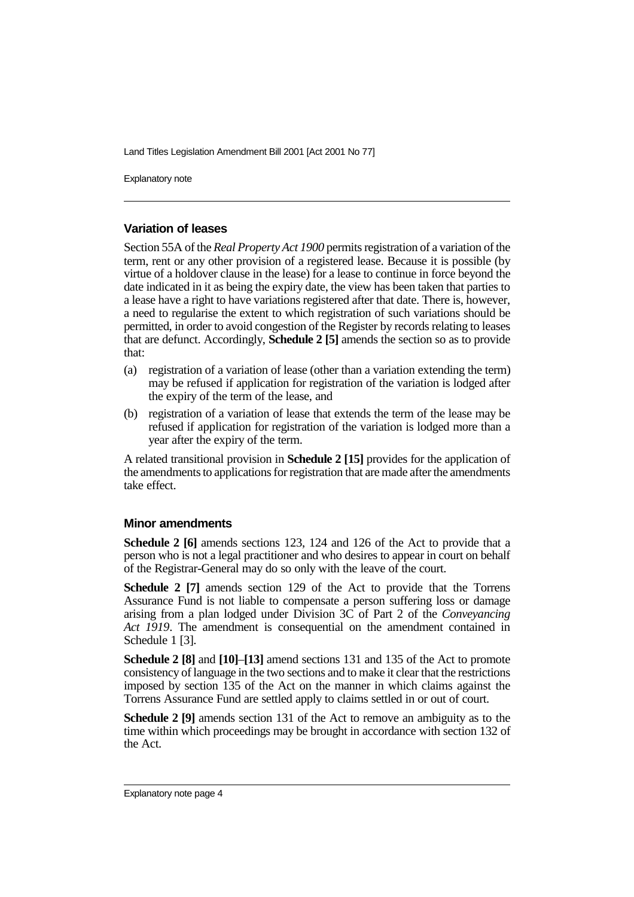### Variation of leases

Section 55A of the *Real Property Act 1900* permits registration of a variation of the term, rent or any other provision of a registered lease. Because it is possible (by virtue of a holdover clause in the lease) for a lease to continue in force beyond the date indicated in it as being the expiry date, the view has been taken that parties to a lease have a right to have variations registered after that date. There is, however, a need to regularise the extent to which registration of such variations should be permitted, in order to avoid congestion of the Register by records relating to leases that are defunct. Accordingly, **Schedule 2 [5]** amends the section so as to provide that:

(a) registration of a variation of lease (other than a variation extending the term) may be refused if application for registration of the variation is lodged after the expiry of the term of the lease, and

(b) registration of a variation of lease that extends the term of the lease may be refused if application for registration of the variation is lodged more than a year after the expiry of the term.

A related transitional provision in **Schedule 2 [15]** provides for the application of the amendments to applications for registration that are made after the amendments take effect.

### Minor amendments

**Schedule 2 [6]** amends sections 123, 124 and 126 of the Act to provide that a person who is not a legal practitioner and who desires to appear in court on behalf of the Registrar-General may do so only with the leave of the court.

**Schedule 2 [7]** amends section 129 of the Act to provide that the Torrens Assurance Fund is not liable to compensate a person suffering loss or damage arising from a plan lodged under Division 3C of Part 2 of the *Conveyancing Act 1919*. The amendment is consequential on the amendment contained in Schedule 1 [3].

**Schedule 2 [8]** and **[10]–[13]** amend sections 131 and 135 of the Act to promote consistency of language in the two sections and to make it clear that the restrictions imposed by section 135 of the Act on the manner in which claims against the Torrens Assurance Fund are settled apply to claims settled in or out of court.

**Schedule 2 [9]** amends section 131 of the Act to remove an ambiguity as to the time within which proceedings may be brought in accordance with section 132 of the Act.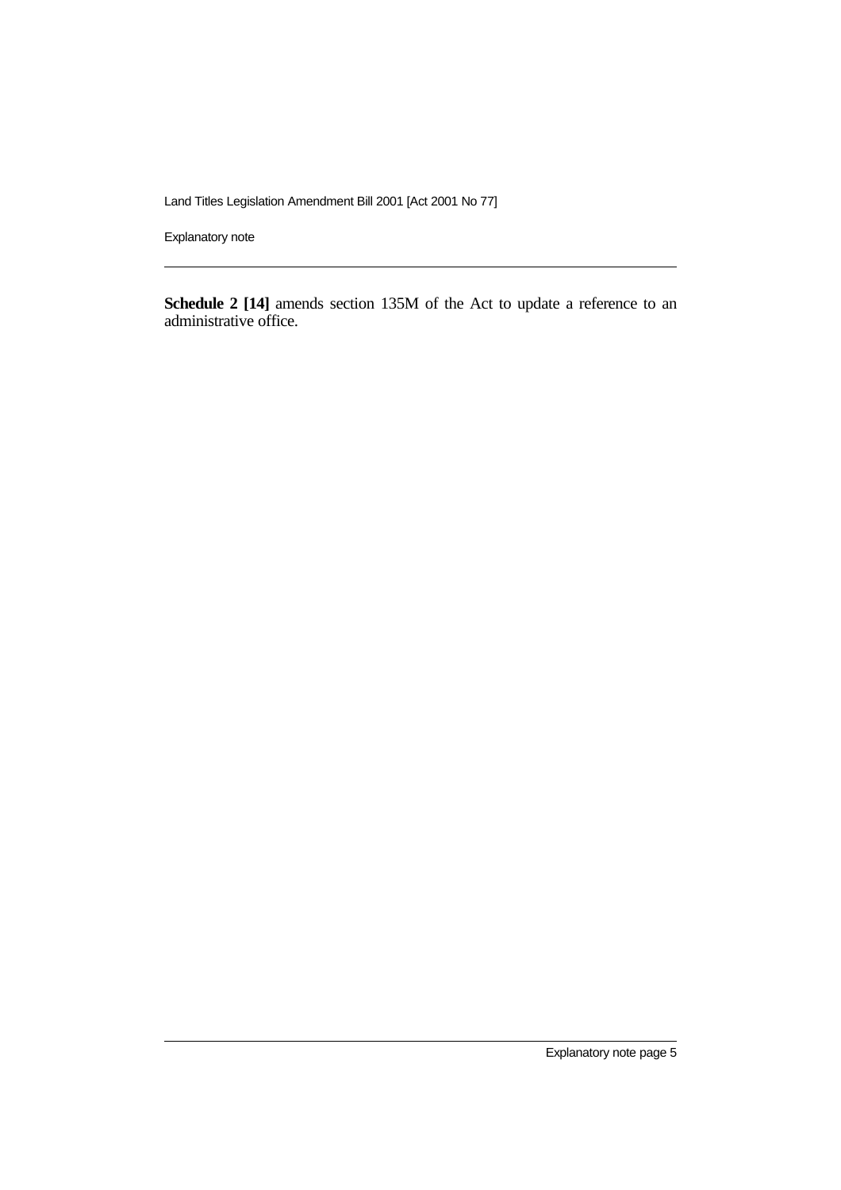**Schedule 2 [14]** amends section 135M of the Act to update a reference to an administrative office.